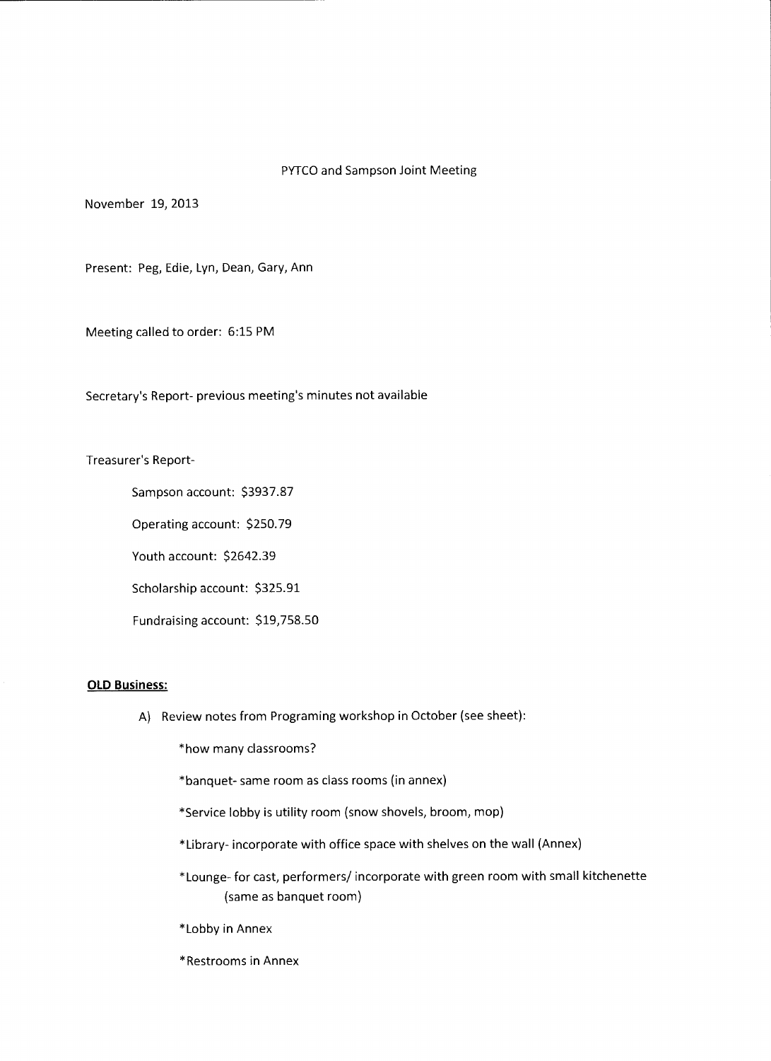PYTCO and Sampson Joint Meeting

November 19, 2013

Present: Peg, Edie, Lyn, Dean, Gary, Ann

Meeting called to order: 6:15 PM

Secretary's Report- previous meeting's minutes not available

Treasurer's Report-

Sampson account: $3937.87

Operating account: $250.79

Youth account: $2642.39

Scholarship account: $325.91

Fundraising account: $19,758.50

**OLD Business:**

A) Review notes from Programing workshop in October (see sheet):

*how many classrooms?

*banquet- same room as class rooms (in annex)

*Service lobby is utility room (snow shovels, broom, mop)

*Library- incorporate with office space with shelves on the wall (Annex)

*Lounge- for cast, performers/ incorporate with green room with small kitchenette (same as banquet room)

*Lobby in Annex

*Restrooms in Annex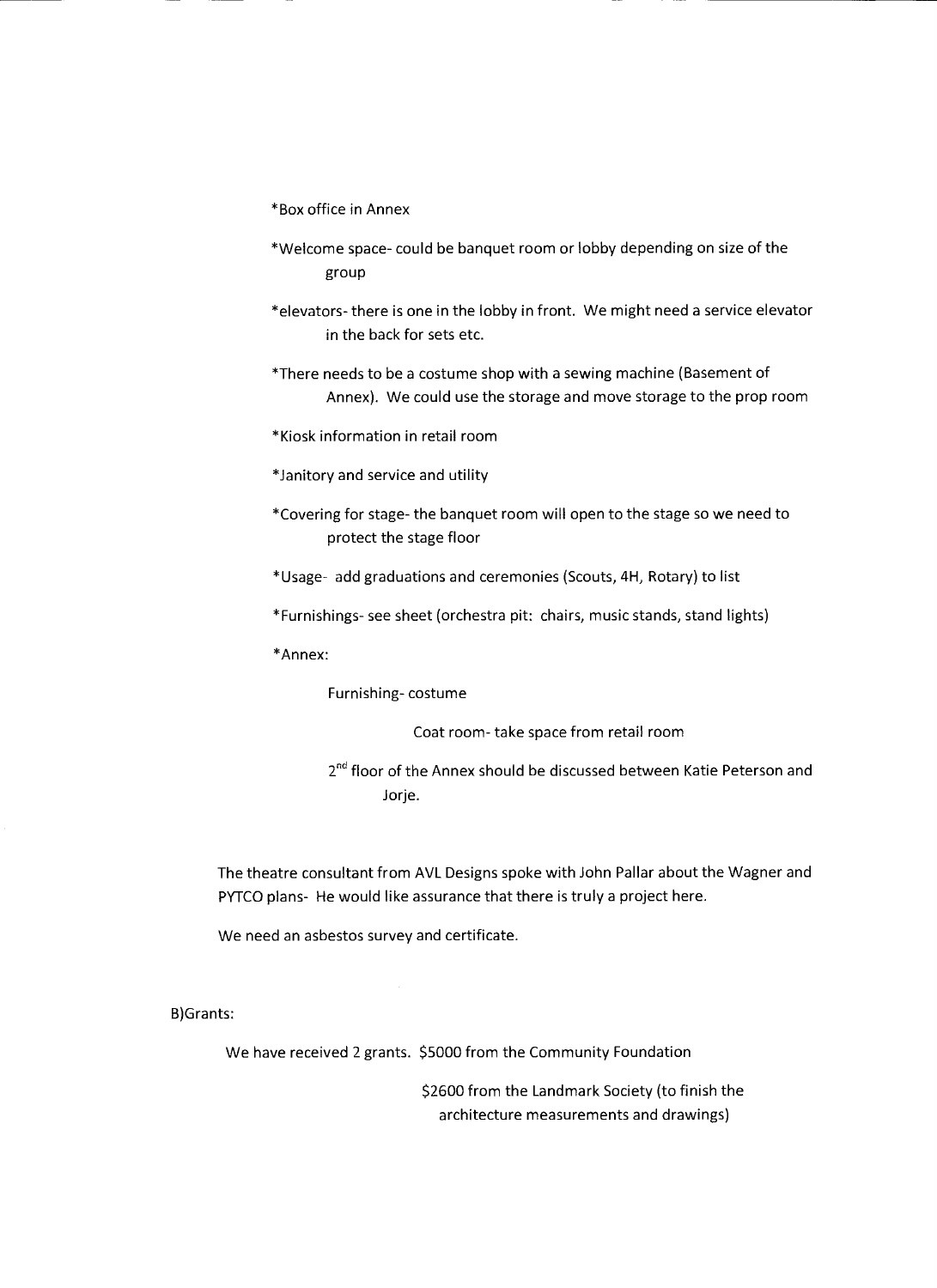*Box office in Annex

*Welcome space- could be banquet room or lobby depending on size of the group

*elevators- there is one in the lobby in front. We might need a service elevator in the back for sets etc.

*There needs to be a costume shop with a sewing machine (Basement of Annex). We could use the storage and move storage to the prop room

*Kiosk information in retail room

*Janitory and service and utility

*Covering for stage- the banquet room will open to the stage so we need to protect the stage floor

*Usage- add graduations and ceremonies (Scouts, 4H, Rotary) to list

*Furnishings- see sheet (orchestra pit: chairs, music stands, stand lights)

*Annex:

Furnishing- costume

Coat room- take space from retail room

2nd floor of the Annex should be discussed between Katie Peterson and Jorje.

The theatre consultant from AVL Designs spoke with John Pallar about the Wagner and PYTCO plans- He would like assurance that there is truly a project here.

We need an asbestos survey and certificate.

B)Grants:

We have received 2 grants. $5000 from the Community Foundation

$2600 from the Landmark Society (to finish the architecture measurements and drawings)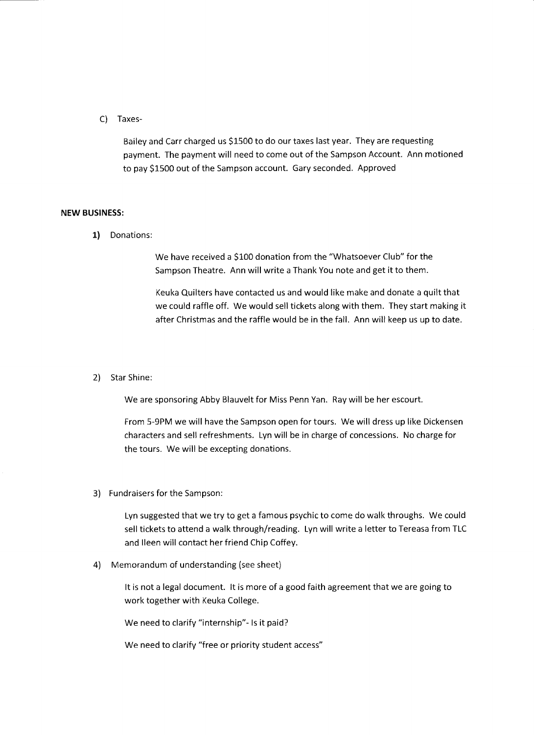C) Taxes-

Bailey and Carr charged us $1500 to do our taxes last year. They are requesting payment. The payment will need to come out of the Sampson Account. Ann motioned to pay $1500 out of the Sampson account. Gary seconded. Approved

**NEW BUSINESS:**

**1)** Donations:

We have received a $100 donation from the "Whatsoever Club" for the Sampson Theatre. Ann will write a Thank You note and get it to them.

Keuka Quilters have contacted us and would like make and donate a quilt that we could raffle off. We would sell tickets along with them. They start making it after Christmas and the raffle would be in the fall. Ann will keep us up to date.

2) Star Shine:

We are sponsoring Abby Blauvelt for Miss Penn Yan. Ray will be her escourt.

From 5-9PM we will have the Sampson open for tours. We will dress up like Dickensen characters and sell refreshments. Lyn will be in charge of concessions. No charge for the tours. We will be excepting donations.

3) Fundraisers for the Sampson:

Lyn suggested that we try to get a famous psychic to come do walk throughs. We could sell tickets to attend a walk through/reading. Lyn will write a letter to Tereasa from TLC and Ileen will contact her friend Chip Coffey.

4) Memorandum of understanding (see sheet)

It is not a legal document. It is more of a good faith agreement that we are going to work together with Keuka College.

We need to clarify "internship"- Is it paid?

We need to clarify "free or priority student access"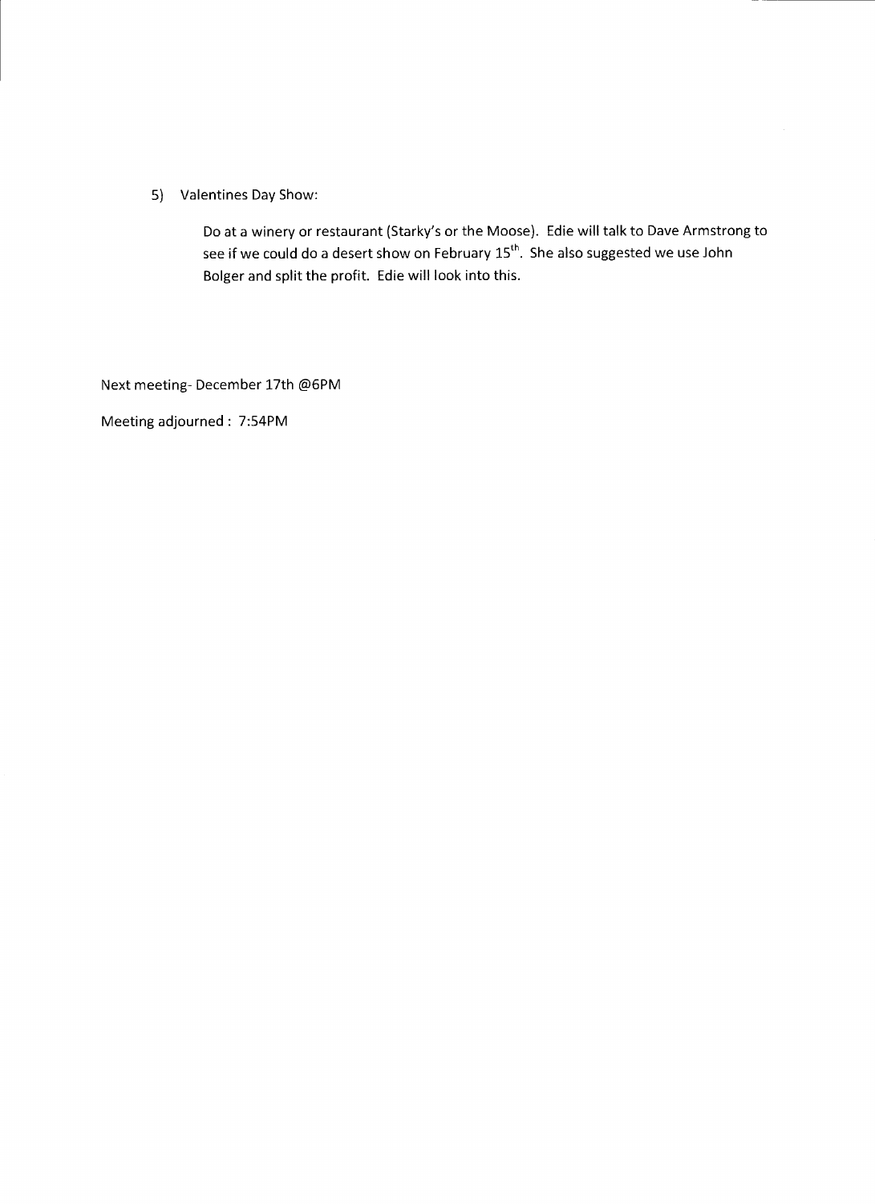5) Valentines Day Show:

   Do at a winery or restaurant (Starky's or the Moose). Edie will talk to Dave Armstrong to see if we could do a desert show on February 15th. She also suggested we use John Bolger and split the profit. Edie will look into this.

Next meeting- December 17th @6PM

Meeting adjourned : 7:54PM